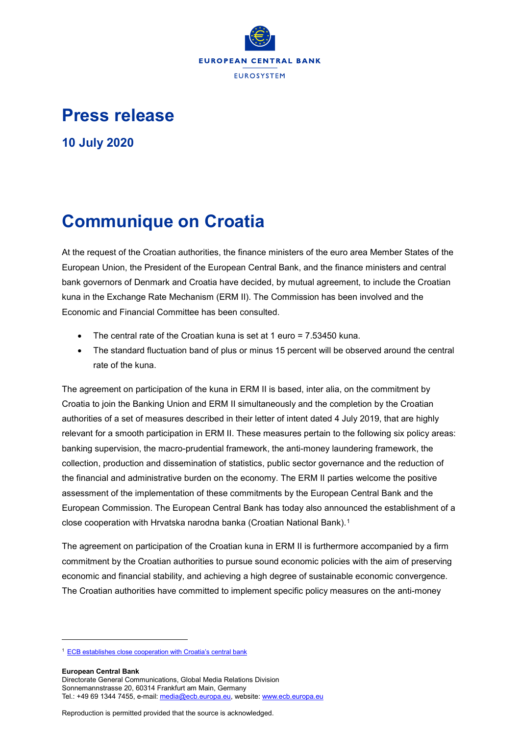EUROPEAN CENTRAL BANK

EUROSYSTEM

# Press release

**10 July 2020**

# Communique on Croatia

At the request of the Croatian authorities, the finance ministers of the euro area Member States of the European Union, the President of the European Central Bank, and the finance ministers and central bank governors of Denmark and Croatia have decided, by mutual agreement, to include the Croatian kuna in the Exchange Rate Mechanism (ERM II). The Commission has been involved and the Economic and Financial Committee has been consulted.

- The central rate of the Croatian kuna is set at 1 euro = 7.53450 kuna.
- The standard fluctuation band of plus or minus 15 percent will be observed around the central rate of the kuna.

The agreement on participation of the kuna in ERM II is based, inter alia, on the commitment by Croatia to join the Banking Union and ERM II simultaneously and the completion by the Croatian authorities of a set of measures described in their letter of intent dated 4 July 2019, that are highly relevant for a smooth participation in ERM II. These measures pertain to the following six policy areas: banking supervision, the macro-prudential framework, the anti-money laundering framework, the collection, production and dissemination of statistics, public sector governance and the reduction of the financial and administrative burden on the economy. The ERM II parties welcome the positive assessment of the implementation of these commitments by the European Central Bank and the European Commission. The European Central Bank has today also announced the establishment of a close cooperation with Hrvatska narodna banka (Croatian National Bank).[1]

The agreement on participation of the Croatian kuna in ERM II is furthermore accompanied by a firm commitment by the Croatian authorities to pursue sound economic policies with the aim of preserving economic and financial stability, and achieving a high degree of sustainable economic convergence. The Croatian authorities have committed to implement specific policy measures on the anti-money

[1] ECB establishes close cooperation with Croatia's central bank

**European Central Bank**
Directorate General Communications, Global Media Relations Division
Sonnemannstrasse 20, 60314 Frankfurt am Main, Germany
Tel.: +49 69 1344 7455, e-mail: media@ecb.europa.eu, website: www.ecb.europa.eu

Reproduction is permitted provided that the source is acknowledged.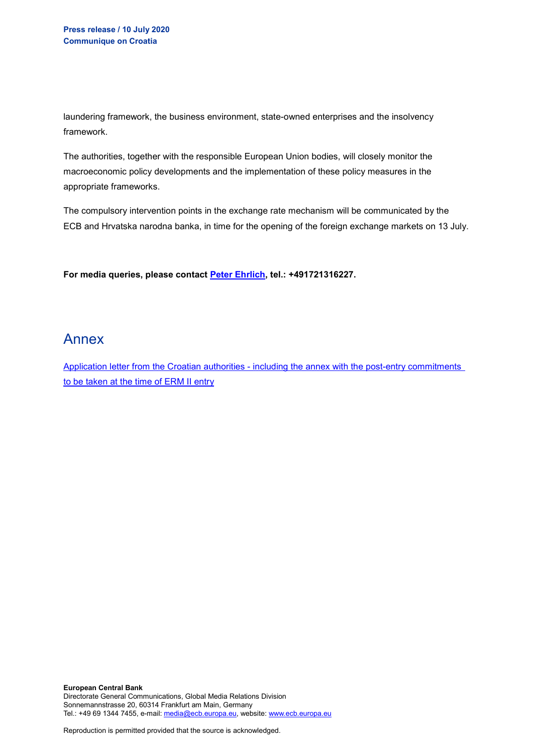laundering framework, the business environment, state-owned enterprises and the insolvency framework.

The authorities, together with the responsible European Union bodies, will closely monitor the macroeconomic policy developments and the implementation of these policy measures in the appropriate frameworks.

The compulsory intervention points in the exchange rate mechanism will be communicated by the ECB and Hrvatska narodna banka, in time for the opening of the foreign exchange markets on 13 July.

**For media queries, please contact Peter Ehrlich, tel.: +491721316227.**

## Annex

Application letter from the Croatian authorities - including the annex with the post-entry commitments to be taken at the time of ERM II entry

**European Central Bank**
Directorate General Communications, Global Media Relations Division
Sonnemannstrasse 20, 60314 Frankfurt am Main, Germany
Tel.: +49 69 1344 7455, e-mail: media@ecb.europa.eu, website: www.ecb.europa.eu

Reproduction is permitted provided that the source is acknowledged.